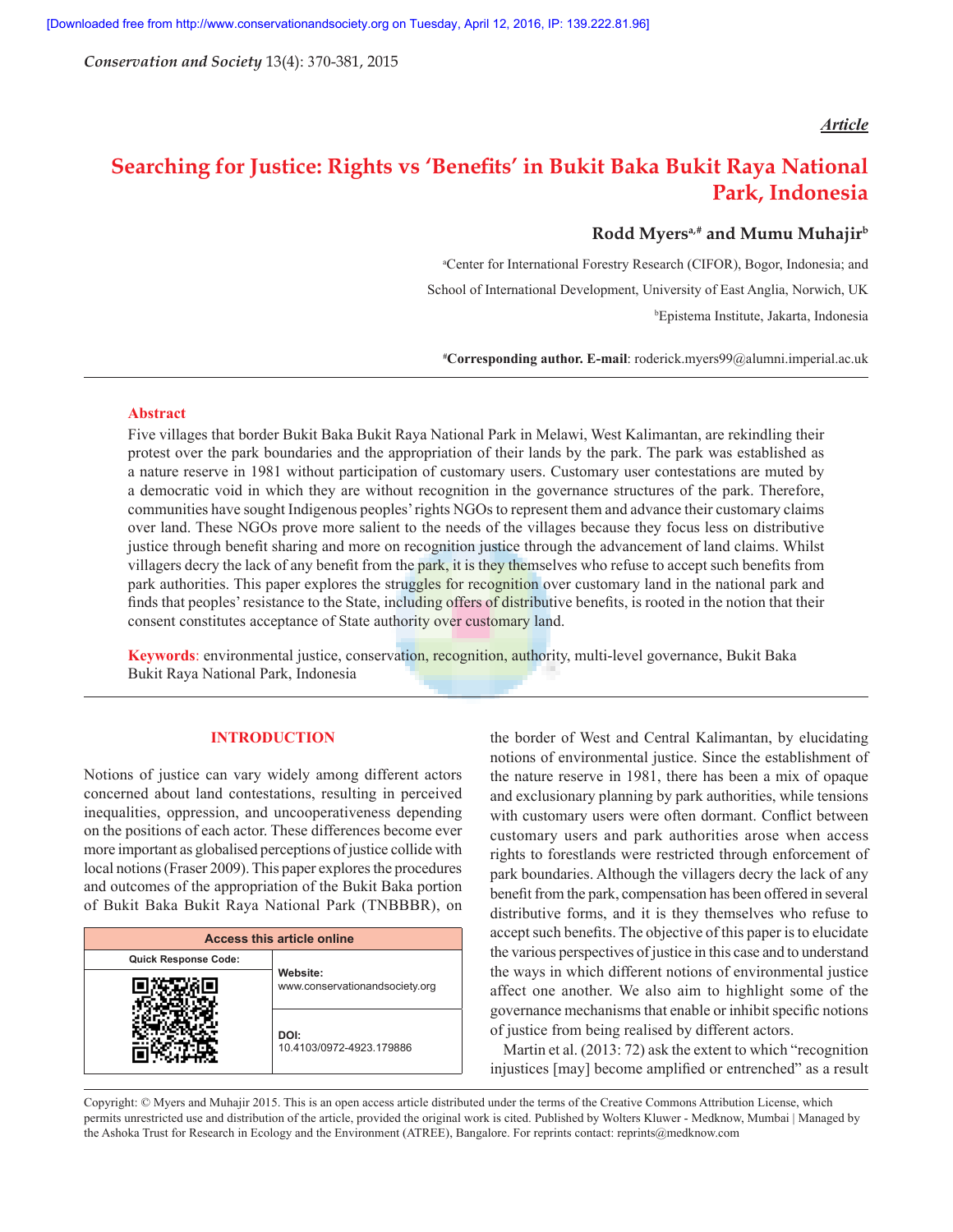*Article*

# Searching for Justice: Rights vs 'Benefits' in Bukit Baka Bukit Raya National Park, Indonesia

**Rodd Myers[a,#] and Mumu Muhajir[b]**

[a]Center for International Forestry Research (CIFOR), Bogor, Indonesia; and School of International Development, University of East Anglia, Norwich, UK

[b]Epistema Institute, Jakarta, Indonesia

[#]**Corresponding author. E-mail**: roderick.myers99@alumni.imperial.ac.uk

## Abstract

Five villages that border Bukit Baka Bukit Raya National Park in Melawi, West Kalimantan, are rekindling their protest over the park boundaries and the appropriation of their lands by the park. The park was established as a nature reserve in 1981 without participation of customary users. Customary user contestations are muted by a democratic void in which they are without recognition in the governance structures of the park. Therefore, communities have sought Indigenous peoples' rights NGOs to represent them and advance their customary claims over land. These NGOs prove more salient to the needs of the villages because they focus less on distributive justice through benefit sharing and more on recognition justice through the advancement of land claims. Whilst villagers decry the lack of any benefit from the park, it is they themselves who refuse to accept such benefits from park authorities. This paper explores the struggles for recognition over customary land in the national park and finds that peoples' resistance to the State, including offers of distributive benefits, is rooted in the notion that their consent constitutes acceptance of State authority over customary land.

**Keywords**: environmental justice, conservation, recognition, authority, multi-level governance, Bukit Baka Bukit Raya National Park, Indonesia

## INTRODUCTION

Notions of justice can vary widely among different actors concerned about land contestations, resulting in perceived inequalities, oppression, and uncooperativeness depending on the positions of each actor. These differences become ever more important as globalised perceptions of justice collide with local notions (Fraser 2009). This paper explores the procedures and outcomes of the appropriation of the Bukit Baka portion of Bukit Baka Bukit Raya National Park (TNBBBR), on the border of West and Central Kalimantan, by elucidating notions of environmental justice. Since the establishment of the nature reserve in 1981, there has been a mix of opaque and exclusionary planning by park authorities, while tensions with customary users were often dormant. Conflict between customary users and park authorities arose when access rights to forestlands were restricted through enforcement of park boundaries. Although the villagers decry the lack of any benefit from the park, compensation has been offered in several distributive forms, and it is they themselves who refuse to accept such benefits. The objective of this paper is to elucidate the various perspectives of justice in this case and to understand the ways in which different notions of environmental justice affect one another. We also aim to highlight some of the governance mechanisms that enable or inhibit specific notions of justice from being realised by different actors.

Martin et al. (2013: 72) ask the extent to which "recognition injustices [may] become amplified or entrenched" as a result

| Access this article online | |
|---|---|
| Quick Response Code: | Website: www.conservationandsociety.org |
| | DOI: 10.4103/0972-4923.179886 |

Copyright: © Myers and Muhajir 2015. This is an open access article distributed under the terms of the Creative Commons Attribution License, which permits unrestricted use and distribution of the article, provided the original work is cited. Published by Wolters Kluwer - Medknow, Mumbai | Managed by the Ashoka Trust for Research in Ecology and the Environment (ATREE), Bangalore. For reprints contact: reprints@medknow.com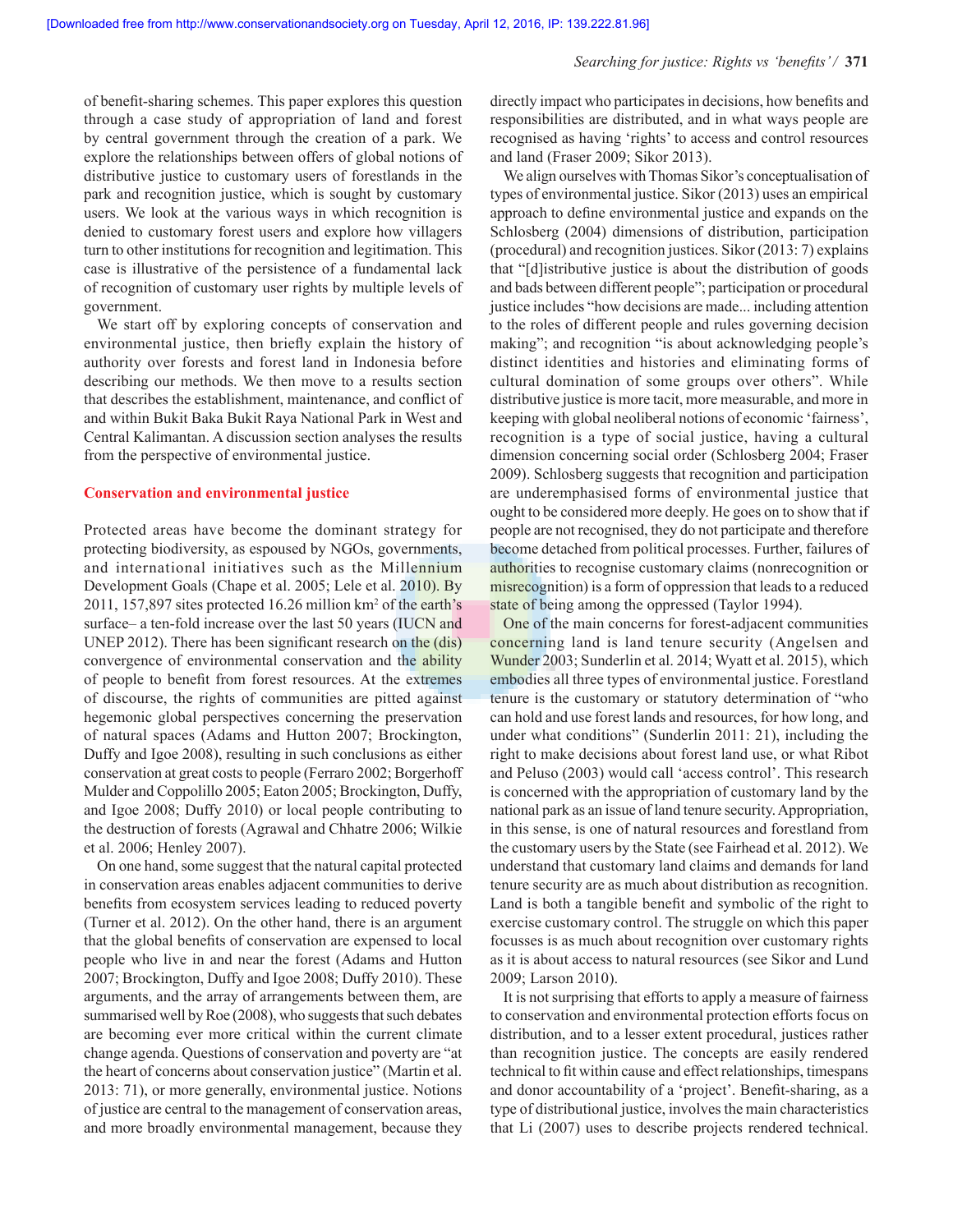of benefit-sharing schemes. This paper explores this question through a case study of appropriation of land and forest by central government through the creation of a park. We explore the relationships between offers of global notions of distributive justice to customary users of forestlands in the park and recognition justice, which is sought by customary users. We look at the various ways in which recognition is denied to customary forest users and explore how villagers turn to other institutions for recognition and legitimation. This case is illustrative of the persistence of a fundamental lack of recognition of customary user rights by multiple levels of government.

We start off by exploring concepts of conservation and environmental justice, then briefly explain the history of authority over forests and forest land in Indonesia before describing our methods. We then move to a results section that describes the establishment, maintenance, and conflict of and within Bukit Baka Bukit Raya National Park in West and Central Kalimantan. A discussion section analyses the results from the perspective of environmental justice.

## Conservation and environmental justice

Protected areas have become the dominant strategy for protecting biodiversity, as espoused by NGOs, governments, and international initiatives such as the Millennium Development Goals (Chape et al. 2005; Lele et al. 2010). By 2011, 157,897 sites protected 16.26 million km$^2$ of the earth's surface– a ten-fold increase over the last 50 years (IUCN and UNEP 2012). There has been significant research on the (dis) convergence of environmental conservation and the ability of people to benefit from forest resources. At the extremes of discourse, the rights of communities are pitted against hegemonic global perspectives concerning the preservation of natural spaces (Adams and Hutton 2007; Brockington, Duffy and Igoe 2008), resulting in such conclusions as either conservation at great costs to people (Ferraro 2002; Borgerhoff Mulder and Coppolillo 2005; Eaton 2005; Brockington, Duffy, and Igoe 2008; Duffy 2010) or local people contributing to the destruction of forests (Agrawal and Chhatre 2006; Wilkie et al. 2006; Henley 2007).

On one hand, some suggest that the natural capital protected in conservation areas enables adjacent communities to derive benefits from ecosystem services leading to reduced poverty (Turner et al. 2012). On the other hand, there is an argument that the global benefits of conservation are expensed to local people who live in and near the forest (Adams and Hutton 2007; Brockington, Duffy and Igoe 2008; Duffy 2010). These arguments, and the array of arrangements between them, are summarised well by Roe (2008), who suggests that such debates are becoming ever more critical within the current climate change agenda. Questions of conservation and poverty are "at the heart of concerns about conservation justice" (Martin et al. 2013: 71), or more generally, environmental justice. Notions of justice are central to the management of conservation areas, and more broadly environmental management, because they directly impact who participates in decisions, how benefits and responsibilities are distributed, and in what ways people are recognised as having 'rights' to access and control resources and land (Fraser 2009; Sikor 2013).

We align ourselves with Thomas Sikor's conceptualisation of types of environmental justice. Sikor (2013) uses an empirical approach to define environmental justice and expands on the Schlosberg (2004) dimensions of distribution, participation (procedural) and recognition justices. Sikor (2013: 7) explains that "[d]istributive justice is about the distribution of goods and bads between different people"; participation or procedural justice includes "how decisions are made... including attention to the roles of different people and rules governing decision making"; and recognition "is about acknowledging people's distinct identities and histories and eliminating forms of cultural domination of some groups over others". While distributive justice is more tacit, more measurable, and more in keeping with global neoliberal notions of economic 'fairness', recognition is a type of social justice, having a cultural dimension concerning social order (Schlosberg 2004; Fraser 2009). Schlosberg suggests that recognition and participation are underemphasised forms of environmental justice that ought to be considered more deeply. He goes on to show that if people are not recognised, they do not participate and therefore become detached from political processes. Further, failures of authorities to recognise customary claims (nonrecognition or misrecognition) is a form of oppression that leads to a reduced state of being among the oppressed (Taylor 1994).

One of the main concerns for forest-adjacent communities concerning land is land tenure security (Angelsen and Wunder 2003; Sunderlin et al. 2014; Wyatt et al. 2015), which embodies all three types of environmental justice. Forestland tenure is the customary or statutory determination of "who can hold and use forest lands and resources, for how long, and under what conditions" (Sunderlin 2011: 21), including the right to make decisions about forest land use, or what Ribot and Peluso (2003) would call 'access control'. This research is concerned with the appropriation of customary land by the national park as an issue of land tenure security. Appropriation, in this sense, is one of natural resources and forestland from the customary users by the State (see Fairhead et al. 2012). We understand that customary land claims and demands for land tenure security are as much about distribution as recognition. Land is both a tangible benefit and symbolic of the right to exercise customary control. The struggle on which this paper focusses is as much about recognition over customary rights as it is about access to natural resources (see Sikor and Lund 2009; Larson 2010).

It is not surprising that efforts to apply a measure of fairness to conservation and environmental protection efforts focus on distribution, and to a lesser extent procedural, justices rather than recognition justice. The concepts are easily rendered technical to fit within cause and effect relationships, timespans and donor accountability of a 'project'. Benefit-sharing, as a type of distributional justice, involves the main characteristics that Li (2007) uses to describe projects rendered technical.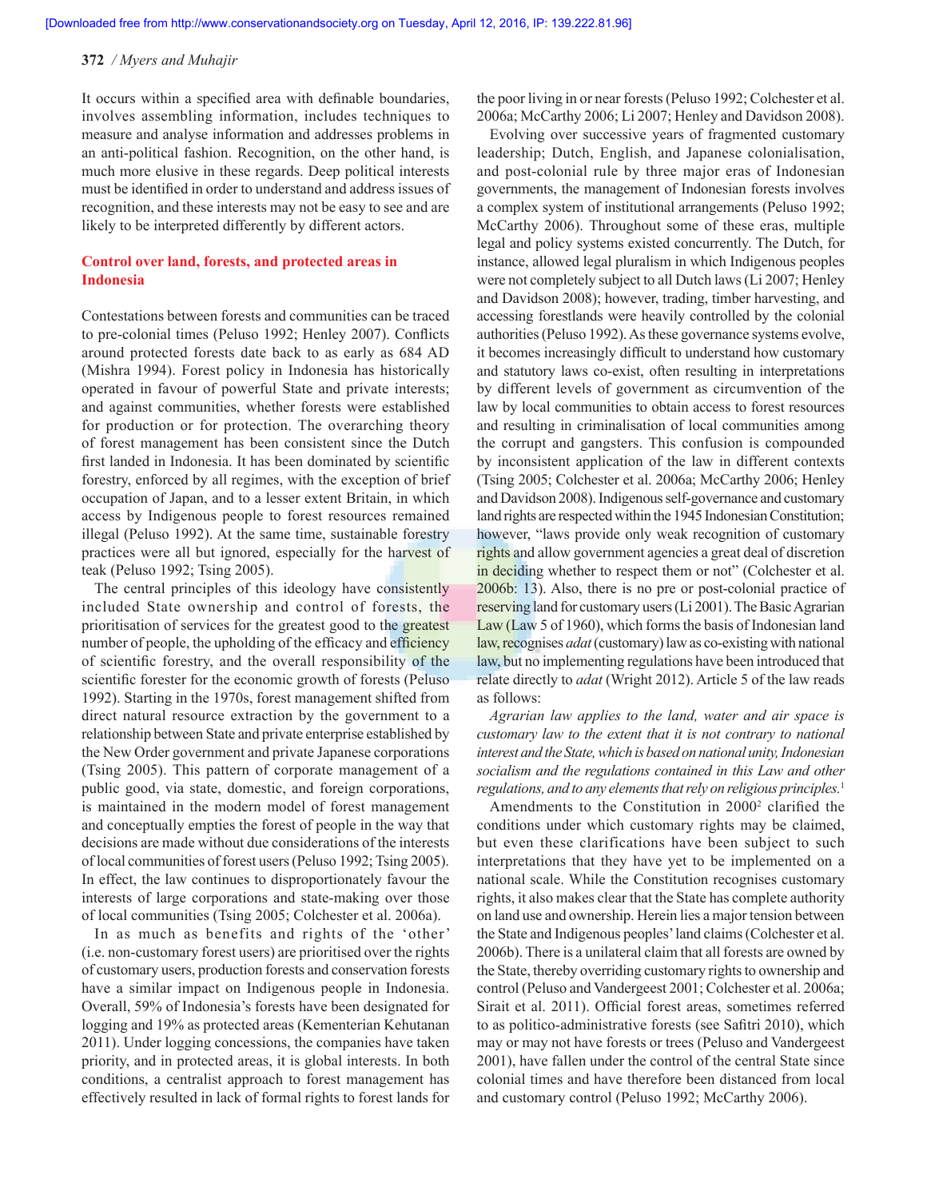It occurs within a specified area with definable boundaries, involves assembling information, includes techniques to measure and analyse information and addresses problems in an anti-political fashion. Recognition, on the other hand, is much more elusive in these regards. Deep political interests must be identified in order to understand and address issues of recognition, and these interests may not be easy to see and are likely to be interpreted differently by different actors.

## Control over land, forests, and protected areas in Indonesia

Contestations between forests and communities can be traced to pre-colonial times (Peluso 1992; Henley 2007). Conflicts around protected forests date back to as early as 684 AD (Mishra 1994). Forest policy in Indonesia has historically operated in favour of powerful State and private interests; and against communities, whether forests were established for production or for protection. The overarching theory of forest management has been consistent since the Dutch first landed in Indonesia. It has been dominated by scientific forestry, enforced by all regimes, with the exception of brief occupation of Japan, and to a lesser extent Britain, in which access by Indigenous people to forest resources remained illegal (Peluso 1992). At the same time, sustainable forestry practices were all but ignored, especially for the harvest of teak (Peluso 1992; Tsing 2005).

The central principles of this ideology have consistently included State ownership and control of forests, the prioritisation of services for the greatest good to the greatest number of people, the upholding of the efficacy and efficiency of scientific forestry, and the overall responsibility of the scientific forester for the economic growth of forests (Peluso 1992). Starting in the 1970s, forest management shifted from direct natural resource extraction by the government to a relationship between State and private enterprise established by the New Order government and private Japanese corporations (Tsing 2005). This pattern of corporate management of a public good, via state, domestic, and foreign corporations, is maintained in the modern model of forest management and conceptually empties the forest of people in the way that decisions are made without due considerations of the interests of local communities of forest users (Peluso 1992; Tsing 2005). In effect, the law continues to disproportionately favour the interests of large corporations and state-making over those of local communities (Tsing 2005; Colchester et al. 2006a).

In as much as benefits and rights of the 'other' (i.e. non-customary forest users) are prioritised over the rights of customary users, production forests and conservation forests have a similar impact on Indigenous people in Indonesia. Overall, 59% of Indonesia's forests have been designated for logging and 19% as protected areas (Kementerian Kehutanan 2011). Under logging concessions, the companies have taken priority, and in protected areas, it is global interests. In both conditions, a centralist approach to forest management has effectively resulted in lack of formal rights to forest lands for the poor living in or near forests (Peluso 1992; Colchester et al. 2006a; McCarthy 2006; Li 2007; Henley and Davidson 2008).

Evolving over successive years of fragmented customary leadership; Dutch, English, and Japanese colonialisation, and post-colonial rule by three major eras of Indonesian governments, the management of Indonesian forests involves a complex system of institutional arrangements (Peluso 1992; McCarthy 2006). Throughout some of these eras, multiple legal and policy systems existed concurrently. The Dutch, for instance, allowed legal pluralism in which Indigenous peoples were not completely subject to all Dutch laws (Li 2007; Henley and Davidson 2008); however, trading, timber harvesting, and accessing forestlands were heavily controlled by the colonial authorities (Peluso 1992). As these governance systems evolve, it becomes increasingly difficult to understand how customary and statutory laws co-exist, often resulting in interpretations by different levels of government as circumvention of the law by local communities to obtain access to forest resources and resulting in criminalisation of local communities among the corrupt and gangsters. This confusion is compounded by inconsistent application of the law in different contexts (Tsing 2005; Colchester et al. 2006a; McCarthy 2006; Henley and Davidson 2008). Indigenous self-governance and customary land rights are respected within the 1945 Indonesian Constitution; however, "laws provide only weak recognition of customary rights and allow government agencies a great deal of discretion in deciding whether to respect them or not" (Colchester et al. 2006b: 13). Also, there is no pre or post-colonial practice of reserving land for customary users (Li 2001). The Basic Agrarian Law (Law 5 of 1960), which forms the basis of Indonesian land law, recognises *adat* (customary) law as co-existing with national law, but no implementing regulations have been introduced that relate directly to *adat* (Wright 2012). Article 5 of the law reads as follows:

*Agrarian law applies to the land, water and air space is customary law to the extent that it is not contrary to national interest and the State, which is based on national unity, Indonesian socialism and the regulations contained in this Law and other regulations, and to any elements that rely on religious principles.*[1]

Amendments to the Constitution in 2000[2] clarified the conditions under which customary rights may be claimed, but even these clarifications have been subject to such interpretations that they have yet to be implemented on a national scale. While the Constitution recognises customary rights, it also makes clear that the State has complete authority on land use and ownership. Herein lies a major tension between the State and Indigenous peoples' land claims (Colchester et al. 2006b). There is a unilateral claim that all forests are owned by the State, thereby overriding customary rights to ownership and control (Peluso and Vandergeest 2001; Colchester et al. 2006a; Sirait et al. 2011). Official forest areas, sometimes referred to as politico-administrative forests (see Safitri 2010), which may or may not have forests or trees (Peluso and Vandergeest 2001), have fallen under the control of the central State since colonial times and have therefore been distanced from local and customary control (Peluso 1992; McCarthy 2006).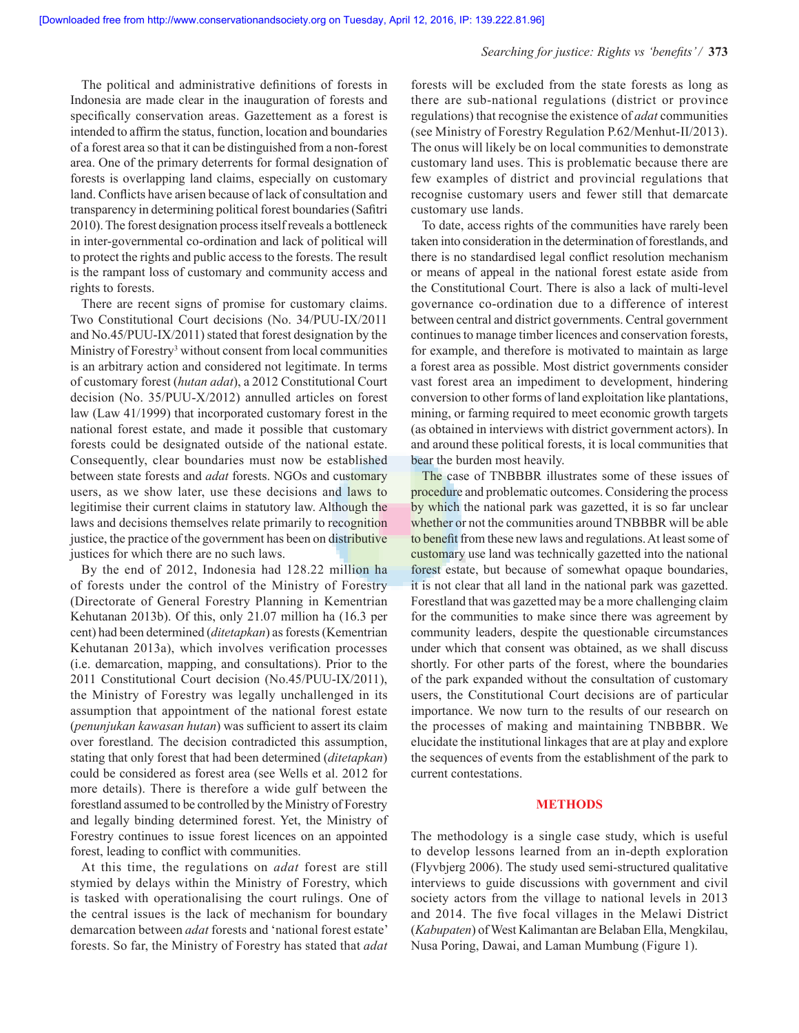The political and administrative definitions of forests in Indonesia are made clear in the inauguration of forests and specifically conservation areas. Gazettement as a forest is intended to affirm the status, function, location and boundaries of a forest area so that it can be distinguished from a non-forest area. One of the primary deterrents for formal designation of forests is overlapping land claims, especially on customary land. Conflicts have arisen because of lack of consultation and transparency in determining political forest boundaries (Safitri 2010). The forest designation process itself reveals a bottleneck in inter-governmental co-ordination and lack of political will to protect the rights and public access to the forests. The result is the rampant loss of customary and community access and rights to forests.

There are recent signs of promise for customary claims. Two Constitutional Court decisions (No. 34/PUU-IX/2011 and No.45/PUU-IX/2011) stated that forest designation by the Ministry of Forestry[3] without consent from local communities is an arbitrary action and considered not legitimate. In terms of customary forest (*hutan adat*), a 2012 Constitutional Court decision (No. 35/PUU-X/2012) annulled articles on forest law (Law 41/1999) that incorporated customary forest in the national forest estate, and made it possible that customary forests could be designated outside of the national estate. Consequently, clear boundaries must now be established between state forests and *adat* forests. NGOs and customary users, as we show later, use these decisions and laws to legitimise their current claims in statutory law. Although the laws and decisions themselves relate primarily to recognition justice, the practice of the government has been on distributive justices for which there are no such laws.

By the end of 2012, Indonesia had 128.22 million ha of forests under the control of the Ministry of Forestry (Directorate of General Forestry Planning in Kementrian Kehutanan 2013b). Of this, only 21.07 million ha (16.3 per cent) had been determined (*ditetapkan*) as forests (Kementrian Kehutanan 2013a), which involves verification processes (i.e. demarcation, mapping, and consultations). Prior to the 2011 Constitutional Court decision (No.45/PUU-IX/2011), the Ministry of Forestry was legally unchallenged in its assumption that appointment of the national forest estate (*penunjukan kawasan hutan*) was sufficient to assert its claim over forestland. The decision contradicted this assumption, stating that only forest that had been determined (*ditetapkan*) could be considered as forest area (see Wells et al. 2012 for more details). There is therefore a wide gulf between the forestland assumed to be controlled by the Ministry of Forestry and legally binding determined forest. Yet, the Ministry of Forestry continues to issue forest licences on an appointed forest, leading to conflict with communities.

At this time, the regulations on *adat* forest are still stymied by delays within the Ministry of Forestry, which is tasked with operationalising the court rulings. One of the central issues is the lack of mechanism for boundary demarcation between *adat* forests and 'national forest estate' forests. So far, the Ministry of Forestry has stated that *adat* forests will be excluded from the state forests as long as there are sub-national regulations (district or province regulations) that recognise the existence of *adat* communities (see Ministry of Forestry Regulation P.62/Menhut-II/2013). The onus will likely be on local communities to demonstrate customary land uses. This is problematic because there are few examples of district and provincial regulations that recognise customary users and fewer still that demarcate customary use lands.

To date, access rights of the communities have rarely been taken into consideration in the determination of forestlands, and there is no standardised legal conflict resolution mechanism or means of appeal in the national forest estate aside from the Constitutional Court. There is also a lack of multi-level governance co-ordination due to a difference of interest between central and district governments. Central government continues to manage timber licences and conservation forests, for example, and therefore is motivated to maintain as large a forest area as possible. Most district governments consider vast forest area an impediment to development, hindering conversion to other forms of land exploitation like plantations, mining, or farming required to meet economic growth targets (as obtained in interviews with district government actors). In and around these political forests, it is local communities that bear the burden most heavily.

The case of TNBBBR illustrates some of these issues of procedure and problematic outcomes. Considering the process by which the national park was gazetted, it is so far unclear whether or not the communities around TNBBBR will be able to benefit from these new laws and regulations. At least some of customary use land was technically gazetted into the national forest estate, but because of somewhat opaque boundaries, it is not clear that all land in the national park was gazetted. Forestland that was gazetted may be a more challenging claim for the communities to make since there was agreement by community leaders, despite the questionable circumstances under which that consent was obtained, as we shall discuss shortly. For other parts of the forest, where the boundaries of the park expanded without the consultation of customary users, the Constitutional Court decisions are of particular importance. We now turn to the results of our research on the processes of making and maintaining TNBBBR. We elucidate the institutional linkages that are at play and explore the sequences of events from the establishment of the park to current contestations.

## METHODS

The methodology is a single case study, which is useful to develop lessons learned from an in-depth exploration (Flyvbjerg 2006). The study used semi-structured qualitative interviews to guide discussions with government and civil society actors from the village to national levels in 2013 and 2014. The five focal villages in the Melawi District (*Kabupaten*) of West Kalimantan are Belaban Ella, Mengkilau, Nusa Poring, Dawai, and Laman Mumbung (Figure 1).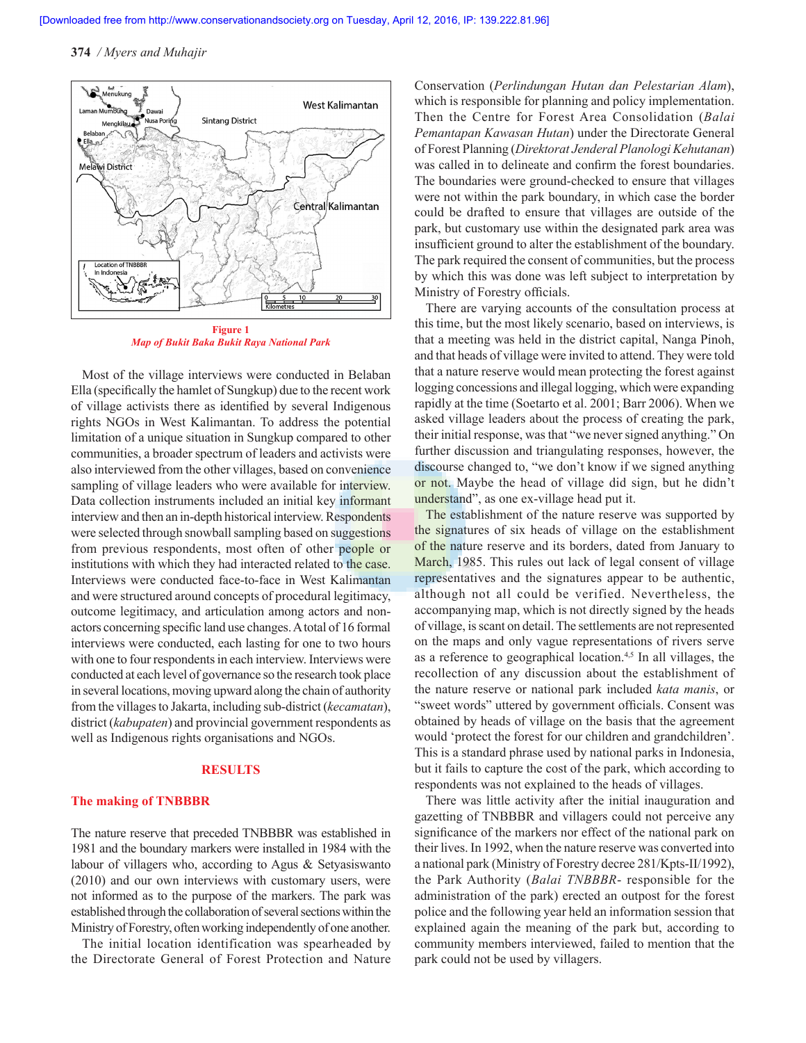Figure 1
*Map of Bukit Baka Bukit Raya National Park*

Most of the village interviews were conducted in Belaban Ella (specifically the hamlet of Sungkup) due to the recent work of village activists there as identified by several Indigenous rights NGOs in West Kalimantan. To address the potential limitation of a unique situation in Sungkup compared to other communities, a broader spectrum of leaders and activists were also interviewed from the other villages, based on convenience sampling of village leaders who were available for interview. Data collection instruments included an initial key informant interview and then an in-depth historical interview. Respondents were selected through snowball sampling based on suggestions from previous respondents, most often of other people or institutions with which they had interacted related to the case. Interviews were conducted face-to-face in West Kalimantan and were structured around concepts of procedural legitimacy, outcome legitimacy, and articulation among actors and non-actors concerning specific land use changes. A total of 16 formal interviews were conducted, each lasting for one to two hours with one to four respondents in each interview. Interviews were conducted at each level of governance so the research took place in several locations, moving upward along the chain of authority from the villages to Jakarta, including sub-district (*kecamatan*), district (*kabupaten*) and provincial government respondents as well as Indigenous rights organisations and NGOs.

## RESULTS

### The making of TNBBBR

The nature reserve that preceded TNBBBR was established in 1981 and the boundary markers were installed in 1984 with the labour of villagers who, according to Agus & Setyasiswanto (2010) and our own interviews with customary users, were not informed as to the purpose of the markers. The park was established through the collaboration of several sections within the Ministry of Forestry, often working independently of one another.

The initial location identification was spearheaded by the Directorate General of Forest Protection and Nature Conservation (*Perlindungan Hutan dan Pelestarian Alam*), which is responsible for planning and policy implementation. Then the Centre for Forest Area Consolidation (*Balai Pemantapan Kawasan Hutan*) under the Directorate General of Forest Planning (*Direktorat Jenderal Planologi Kehutanan*) was called in to delineate and confirm the forest boundaries. The boundaries were ground-checked to ensure that villages were not within the park boundary, in which case the border could be drafted to ensure that villages are outside of the park, but customary use within the designated park area was insufficient ground to alter the establishment of the boundary. The park required the consent of communities, but the process by which this was done was left subject to interpretation by Ministry of Forestry officials.

There are varying accounts of the consultation process at this time, but the most likely scenario, based on interviews, is that a meeting was held in the district capital, Nanga Pinoh, and that heads of village were invited to attend. They were told that a nature reserve would mean protecting the forest against logging concessions and illegal logging, which were expanding rapidly at the time (Soetarto et al. 2001; Barr 2006). When we asked village leaders about the process of creating the park, their initial response, was that "we never signed anything." On further discussion and triangulating responses, however, the discourse changed to, "we don't know if we signed anything or not. Maybe the head of village did sign, but he didn't understand", as one ex-village head put it.

The establishment of the nature reserve was supported by the signatures of six heads of village on the establishment of the nature reserve and its borders, dated from January to March, 1985. This rules out lack of legal consent of village representatives and the signatures appear to be authentic, although not all could be verified. Nevertheless, the accompanying map, which is not directly signed by the heads of village, is scant on detail. The settlements are not represented on the maps and only vague representations of rivers serve as a reference to geographical location.[4,5] In all villages, the recollection of any discussion about the establishment of the nature reserve or national park included *kata manis*, or "sweet words" uttered by government officials. Consent was obtained by heads of village on the basis that the agreement would 'protect the forest for our children and grandchildren'. This is a standard phrase used by national parks in Indonesia, but it fails to capture the cost of the park, which according to respondents was not explained to the heads of villages.

There was little activity after the initial inauguration and gazetting of TNBBBR and villagers could not perceive any significance of the markers nor effect of the national park on their lives. In 1992, when the nature reserve was converted into a national park (Ministry of Forestry decree 281/Kpts-II/1992), the Park Authority (*Balai TNBBBR*- responsible for the administration of the park) erected an outpost for the forest police and the following year held an information session that explained again the meaning of the park but, according to community members interviewed, failed to mention that the park could not be used by villagers.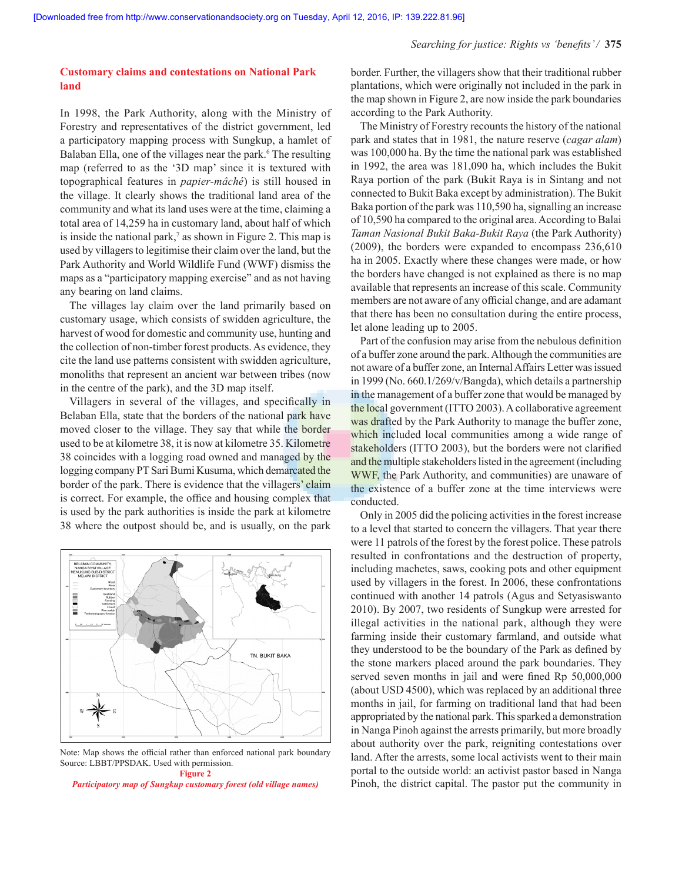## Customary claims and contestations on National Park land

In 1998, the Park Authority, along with the Ministry of Forestry and representatives of the district government, led a participatory mapping process with Sungkup, a hamlet of Balaban Ella, one of the villages near the park.[6] The resulting map (referred to as the '3D map' since it is textured with topographical features in *papier-mâché*) is still housed in the village. It clearly shows the traditional land area of the community and what its land uses were at the time, claiming a total area of 14,259 ha in customary land, about half of which is inside the national park,[7] as shown in Figure 2. This map is used by villagers to legitimise their claim over the land, but the Park Authority and World Wildlife Fund (WWF) dismiss the maps as a "participatory mapping exercise" and as not having any bearing on land claims.

The villages lay claim over the land primarily based on customary usage, which consists of swidden agriculture, the harvest of wood for domestic and community use, hunting and the collection of non-timber forest products. As evidence, they cite the land use patterns consistent with swidden agriculture, monoliths that represent an ancient war between tribes (now in the centre of the park), and the 3D map itself.

Villagers in several of the villages, and specifically in Belaban Ella, state that the borders of the national park have moved closer to the village. They say that while the border used to be at kilometre 38, it is now at kilometre 35. Kilometre 38 coincides with a logging road owned and managed by the logging company PT Sari Bumi Kusuma, which demarcated the border of the park. There is evidence that the villagers' claim is correct. For example, the office and housing complex that is used by the park authorities is inside the park at kilometre 38 where the outpost should be, and is usually, on the park border. Further, the villagers show that their traditional rubber plantations, which were originally not included in the park in the map shown in Figure 2, are now inside the park boundaries according to the Park Authority.

Note: Map shows the official rather than enforced national park boundary
Source: LBBT/PPSDAK. Used with permission.

**Figure 2**
*Participatory map of Sungkup customary forest (old village names)*

The Ministry of Forestry recounts the history of the national park and states that in 1981, the nature reserve (*cagar alam*) was 100,000 ha. By the time the national park was established in 1992, the area was 181,090 ha, which includes the Bukit Raya portion of the park (Bukit Raya is in Sintang and not connected to Bukit Baka except by administration). The Bukit Baka portion of the park was 110,590 ha, signalling an increase of 10,590 ha compared to the original area. According to Balai *Taman Nasional Bukit Baka-Bukit Raya* (the Park Authority) (2009), the borders were expanded to encompass 236,610 ha in 2005. Exactly where these changes were made, or how the borders have changed is not explained as there is no map available that represents an increase of this scale. Community members are not aware of any official change, and are adamant that there has been no consultation during the entire process, let alone leading up to 2005.

Part of the confusion may arise from the nebulous definition of a buffer zone around the park. Although the communities are not aware of a buffer zone, an Internal Affairs Letter was issued in 1999 (No. 660.1/269/v/Bangda), which details a partnership in the management of a buffer zone that would be managed by the local government (ITTO 2003). A collaborative agreement was drafted by the Park Authority to manage the buffer zone, which included local communities among a wide range of stakeholders (ITTO 2003), but the borders were not clarified and the multiple stakeholders listed in the agreement (including WWF, the Park Authority, and communities) are unaware of the existence of a buffer zone at the time interviews were conducted.

Only in 2005 did the policing activities in the forest increase to a level that started to concern the villagers. That year there were 11 patrols of the forest by the forest police. These patrols resulted in confrontations and the destruction of property, including machetes, saws, cooking pots and other equipment used by villagers in the forest. In 2006, these confrontations continued with another 14 patrols (Agus and Setyasiswanto 2010). By 2007, two residents of Sungkup were arrested for illegal activities in the national park, although they were farming inside their customary farmland, and outside what they understood to be the boundary of the Park as defined by the stone markers placed around the park boundaries. They served seven months in jail and were fined Rp 50,000,000 (about USD 4500), which was replaced by an additional three months in jail, for farming on traditional land that had been appropriated by the national park. This sparked a demonstration in Nanga Pinoh against the arrests primarily, but more broadly about authority over the park, reigniting contestations over land. After the arrests, some local activists went to their main portal to the outside world: an activist pastor based in Nanga Pinoh, the district capital. The pastor put the community in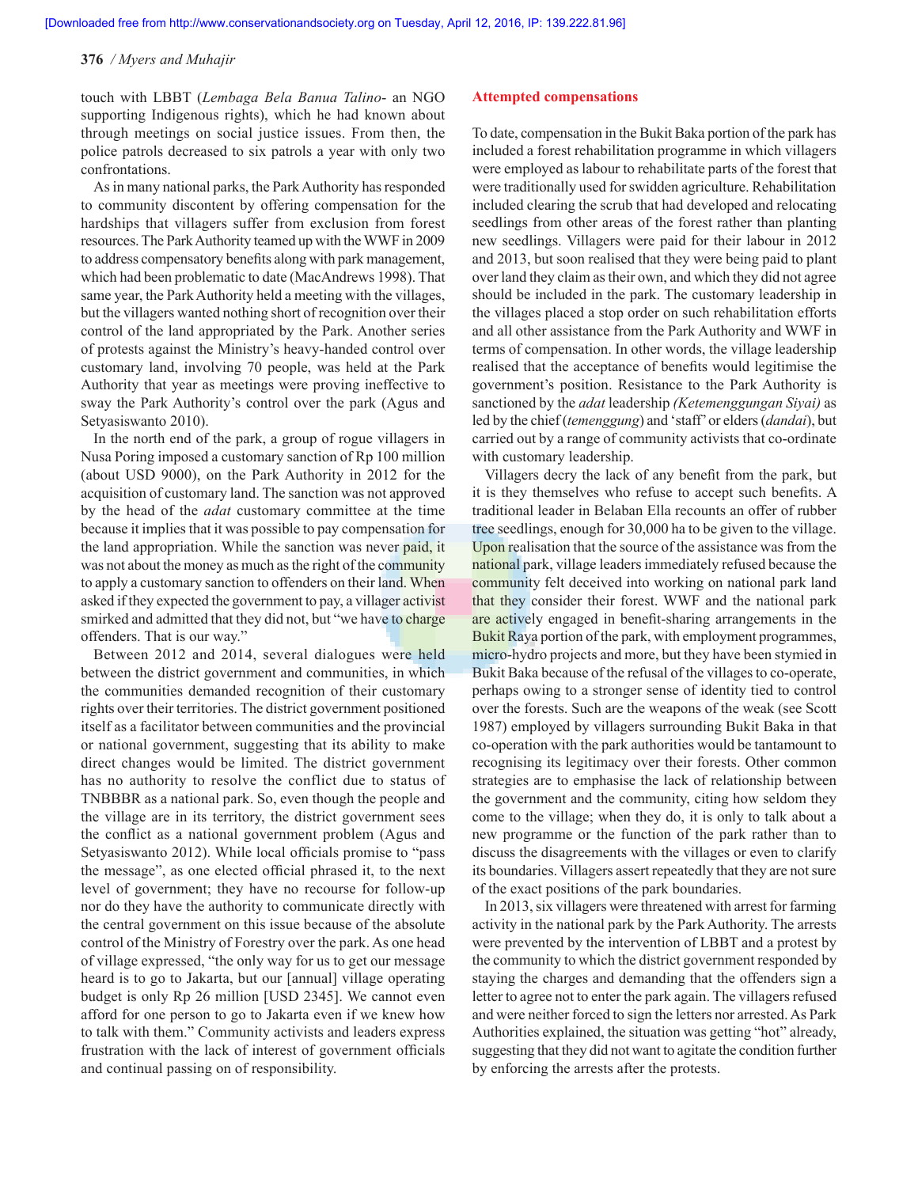touch with LBBT (*Lembaga Bela Banua Talino*- an NGO supporting Indigenous rights), which he had known about through meetings on social justice issues. From then, the police patrols decreased to six patrols a year with only two confrontations.

As in many national parks, the Park Authority has responded to community discontent by offering compensation for the hardships that villagers suffer from exclusion from forest resources. The Park Authority teamed up with the WWF in 2009 to address compensatory benefits along with park management, which had been problematic to date (MacAndrews 1998). That same year, the Park Authority held a meeting with the villages, but the villagers wanted nothing short of recognition over their control of the land appropriated by the Park. Another series of protests against the Ministry's heavy-handed control over customary land, involving 70 people, was held at the Park Authority that year as meetings were proving ineffective to sway the Park Authority's control over the park (Agus and Setyasiswanto 2010).

In the north end of the park, a group of rogue villagers in Nusa Poring imposed a customary sanction of Rp 100 million (about USD 9000), on the Park Authority in 2012 for the acquisition of customary land. The sanction was not approved by the head of the *adat* customary committee at the time because it implies that it was possible to pay compensation for the land appropriation. While the sanction was never paid, it was not about the money as much as the right of the community to apply a customary sanction to offenders on their land. When asked if they expected the government to pay, a villager activist smirked and admitted that they did not, but "we have to charge offenders. That is our way."

Between 2012 and 2014, several dialogues were held between the district government and communities, in which the communities demanded recognition of their customary rights over their territories. The district government positioned itself as a facilitator between communities and the provincial or national government, suggesting that its ability to make direct changes would be limited. The district government has no authority to resolve the conflict due to status of TNBBBR as a national park. So, even though the people and the village are in its territory, the district government sees the conflict as a national government problem (Agus and Setyasiswanto 2012). While local officials promise to "pass the message", as one elected official phrased it, to the next level of government; they have no recourse for follow-up nor do they have the authority to communicate directly with the central government on this issue because of the absolute control of the Ministry of Forestry over the park. As one head of village expressed, "the only way for us to get our message heard is to go to Jakarta, but our [annual] village operating budget is only Rp 26 million [USD 2345]. We cannot even afford for one person to go to Jakarta even if we knew how to talk with them." Community activists and leaders express frustration with the lack of interest of government officials and continual passing on of responsibility.

## Attempted compensations

To date, compensation in the Bukit Baka portion of the park has included a forest rehabilitation programme in which villagers were employed as labour to rehabilitate parts of the forest that were traditionally used for swidden agriculture. Rehabilitation included clearing the scrub that had developed and relocating seedlings from other areas of the forest rather than planting new seedlings. Villagers were paid for their labour in 2012 and 2013, but soon realised that they were being paid to plant over land they claim as their own, and which they did not agree should be included in the park. The customary leadership in the villages placed a stop order on such rehabilitation efforts and all other assistance from the Park Authority and WWF in terms of compensation. In other words, the village leadership realised that the acceptance of benefits would legitimise the government's position. Resistance to the Park Authority is sanctioned by the *adat* leadership *(Ketemenggungan Siyai)* as led by the chief (*temenggung*) and 'staff' or elders (*dandai*), but carried out by a range of community activists that co-ordinate with customary leadership.

Villagers decry the lack of any benefit from the park, but it is they themselves who refuse to accept such benefits. A traditional leader in Belaban Ella recounts an offer of rubber tree seedlings, enough for 30,000 ha to be given to the village. Upon realisation that the source of the assistance was from the national park, village leaders immediately refused because the community felt deceived into working on national park land that they consider their forest. WWF and the national park are actively engaged in benefit-sharing arrangements in the Bukit Raya portion of the park, with employment programmes, micro-hydro projects and more, but they have been stymied in Bukit Baka because of the refusal of the villages to co-operate, perhaps owing to a stronger sense of identity tied to control over the forests. Such are the weapons of the weak (see Scott 1987) employed by villagers surrounding Bukit Baka in that co-operation with the park authorities would be tantamount to recognising its legitimacy over their forests. Other common strategies are to emphasise the lack of relationship between the government and the community, citing how seldom they come to the village; when they do, it is only to talk about a new programme or the function of the park rather than to discuss the disagreements with the villages or even to clarify its boundaries. Villagers assert repeatedly that they are not sure of the exact positions of the park boundaries.

In 2013, six villagers were threatened with arrest for farming activity in the national park by the Park Authority. The arrests were prevented by the intervention of LBBT and a protest by the community to which the district government responded by staying the charges and demanding that the offenders sign a letter to agree not to enter the park again. The villagers refused and were neither forced to sign the letters nor arrested. As Park Authorities explained, the situation was getting "hot" already, suggesting that they did not want to agitate the condition further by enforcing the arrests after the protests.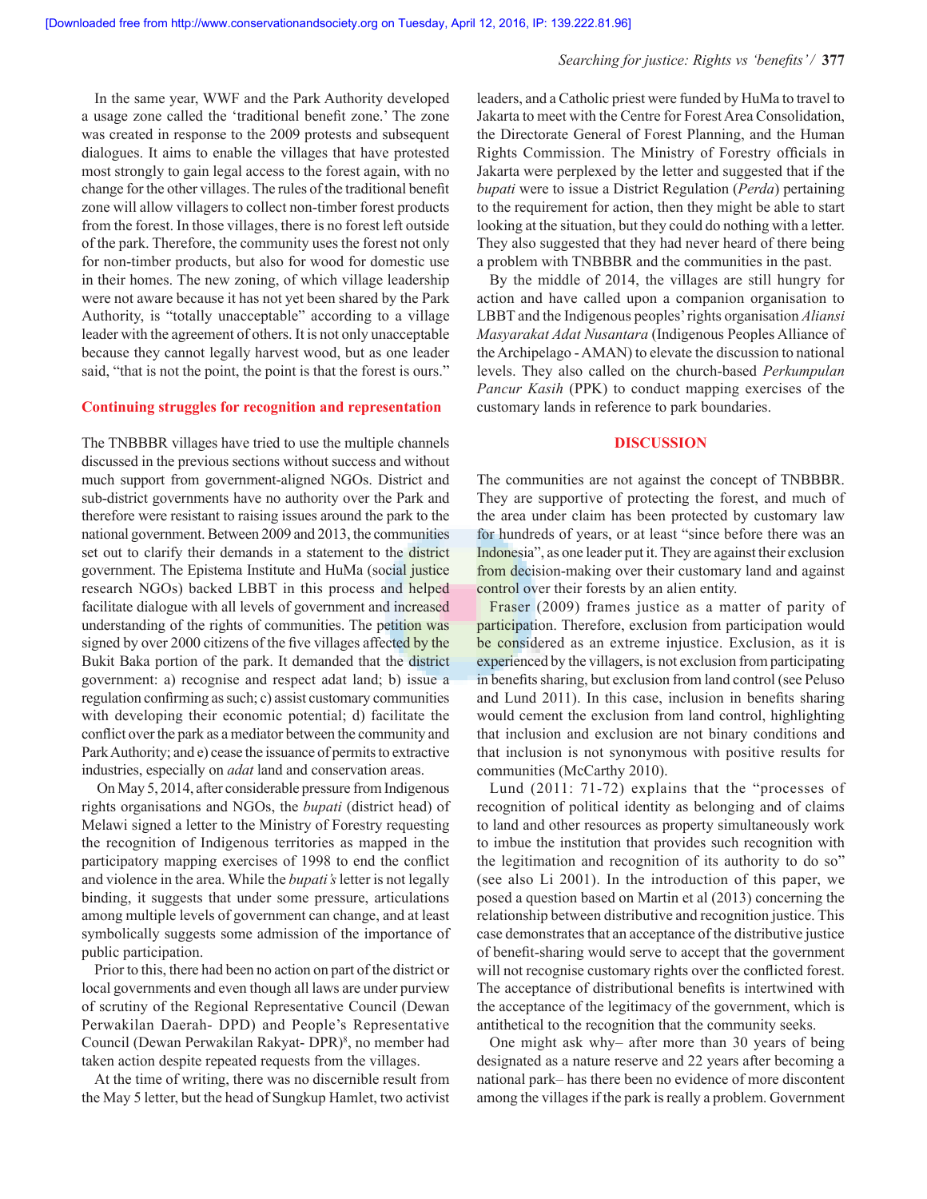In the same year, WWF and the Park Authority developed a usage zone called the 'traditional benefit zone.' The zone was created in response to the 2009 protests and subsequent dialogues. It aims to enable the villages that have protested most strongly to gain legal access to the forest again, with no change for the other villages. The rules of the traditional benefit zone will allow villagers to collect non-timber forest products from the forest. In those villages, there is no forest left outside of the park. Therefore, the community uses the forest not only for non-timber products, but also for wood for domestic use in their homes. The new zoning, of which village leadership were not aware because it has not yet been shared by the Park Authority, is "totally unacceptable" according to a village leader with the agreement of others. It is not only unacceptable because they cannot legally harvest wood, but as one leader said, "that is not the point, the point is that the forest is ours."

### Continuing struggles for recognition and representation

The TNBBBR villages have tried to use the multiple channels discussed in the previous sections without success and without much support from government-aligned NGOs. District and sub-district governments have no authority over the Park and therefore were resistant to raising issues around the park to the national government. Between 2009 and 2013, the communities set out to clarify their demands in a statement to the district government. The Epistema Institute and HuMa (social justice research NGOs) backed LBBT in this process and helped facilitate dialogue with all levels of government and increased understanding of the rights of communities. The petition was signed by over 2000 citizens of the five villages affected by the Bukit Baka portion of the park. It demanded that the district government: a) recognise and respect adat land; b) issue a regulation confirming as such; c) assist customary communities with developing their economic potential; d) facilitate the conflict over the park as a mediator between the community and Park Authority; and e) cease the issuance of permits to extractive industries, especially on *adat* land and conservation areas.

On May 5, 2014, after considerable pressure from Indigenous rights organisations and NGOs, the *bupati* (district head) of Melawi signed a letter to the Ministry of Forestry requesting the recognition of Indigenous territories as mapped in the participatory mapping exercises of 1998 to end the conflict and violence in the area. While the *bupati's* letter is not legally binding, it suggests that under some pressure, articulations among multiple levels of government can change, and at least symbolically suggests some admission of the importance of public participation.

Prior to this, there had been no action on part of the district or local governments and even though all laws are under purview of scrutiny of the Regional Representative Council (Dewan Perwakilan Daerah- DPD) and People's Representative Council (Dewan Perwakilan Rakyat- DPR)[8], no member had taken action despite repeated requests from the villages.

At the time of writing, there was no discernible result from the May 5 letter, but the head of Sungkup Hamlet, two activist leaders, and a Catholic priest were funded by HuMa to travel to Jakarta to meet with the Centre for Forest Area Consolidation, the Directorate General of Forest Planning, and the Human Rights Commission. The Ministry of Forestry officials in Jakarta were perplexed by the letter and suggested that if the *bupati* were to issue a District Regulation (*Perda*) pertaining to the requirement for action, then they might be able to start looking at the situation, but they could do nothing with a letter. They also suggested that they had never heard of there being a problem with TNBBBR and the communities in the past.

By the middle of 2014, the villages are still hungry for action and have called upon a companion organisation to LBBT and the Indigenous peoples' rights organisation *Aliansi Masyarakat Adat Nusantara* (Indigenous Peoples Alliance of the Archipelago - AMAN) to elevate the discussion to national levels. They also called on the church-based *Perkumpulan Pancur Kasih* (PPK) to conduct mapping exercises of the customary lands in reference to park boundaries.

## DISCUSSION

The communities are not against the concept of TNBBBR. They are supportive of protecting the forest, and much of the area under claim has been protected by customary law for hundreds of years, or at least "since before there was an Indonesia", as one leader put it. They are against their exclusion from decision-making over their customary land and against control over their forests by an alien entity.

Fraser (2009) frames justice as a matter of parity of participation. Therefore, exclusion from participation would be considered as an extreme injustice. Exclusion, as it is experienced by the villagers, is not exclusion from participating in benefits sharing, but exclusion from land control (see Peluso and Lund 2011). In this case, inclusion in benefits sharing would cement the exclusion from land control, highlighting that inclusion and exclusion are not binary conditions and that inclusion is not synonymous with positive results for communities (McCarthy 2010).

Lund (2011: 71-72) explains that the "processes of recognition of political identity as belonging and of claims to land and other resources as property simultaneously work to imbue the institution that provides such recognition with the legitimation and recognition of its authority to do so" (see also Li 2001). In the introduction of this paper, we posed a question based on Martin et al (2013) concerning the relationship between distributive and recognition justice. This case demonstrates that an acceptance of the distributive justice of benefit-sharing would serve to accept that the government will not recognise customary rights over the conflicted forest. The acceptance of distributional benefits is intertwined with the acceptance of the legitimacy of the government, which is antithetical to the recognition that the community seeks.

One might ask why– after more than 30 years of being designated as a nature reserve and 22 years after becoming a national park– has there been no evidence of more discontent among the villages if the park is really a problem. Government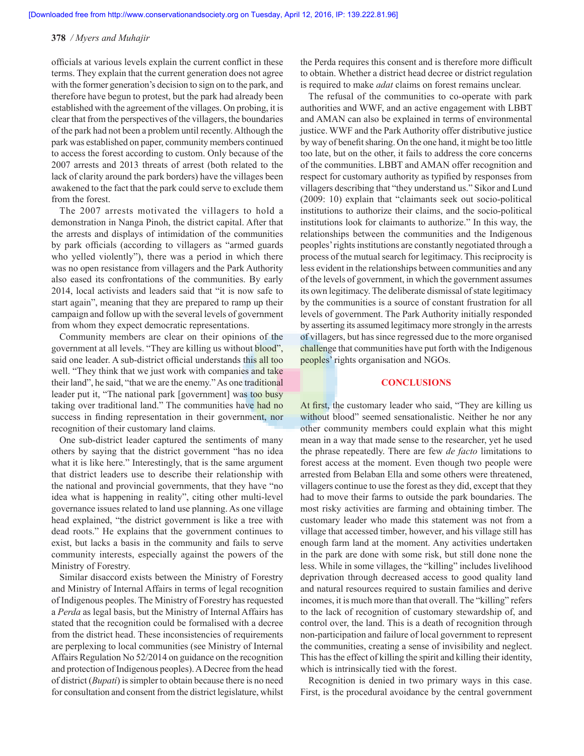officials at various levels explain the current conflict in these terms. They explain that the current generation does not agree with the former generation's decision to sign on to the park, and therefore have begun to protest, but the park had already been established with the agreement of the villages. On probing, it is clear that from the perspectives of the villagers, the boundaries of the park had not been a problem until recently. Although the park was established on paper, community members continued to access the forest according to custom. Only because of the 2007 arrests and 2013 threats of arrest (both related to the lack of clarity around the park borders) have the villages been awakened to the fact that the park could serve to exclude them from the forest.

The 2007 arrests motivated the villagers to hold a demonstration in Nanga Pinoh, the district capital. After that the arrests and displays of intimidation of the communities by park officials (according to villagers as "armed guards who yelled violently"), there was a period in which there was no open resistance from villagers and the Park Authority also eased its confrontations of the communities. By early 2014, local activists and leaders said that "it is now safe to start again", meaning that they are prepared to ramp up their campaign and follow up with the several levels of government from whom they expect democratic representations.

Community members are clear on their opinions of the government at all levels. "They are killing us without blood", said one leader. A sub-district official understands this all too well. "They think that we just work with companies and take their land", he said, "that we are the enemy." As one traditional leader put it, "The national park [government] was too busy taking over traditional land." The communities have had no success in finding representation in their government, nor recognition of their customary land claims.

One sub-district leader captured the sentiments of many others by saying that the district government "has no idea what it is like here." Interestingly, that is the same argument that district leaders use to describe their relationship with the national and provincial governments, that they have "no idea what is happening in reality", citing other multi-level governance issues related to land use planning. As one village head explained, "the district government is like a tree with dead roots." He explains that the government continues to exist, but lacks a basis in the community and fails to serve community interests, especially against the powers of the Ministry of Forestry.

Similar disaccord exists between the Ministry of Forestry and Ministry of Internal Affairs in terms of legal recognition of Indigenous peoples. The Ministry of Forestry has requested a *Perda* as legal basis, but the Ministry of Internal Affairs has stated that the recognition could be formalised with a decree from the district head. These inconsistencies of requirements are perplexing to local communities (see Ministry of Internal Affairs Regulation No 52/2014 on guidance on the recognition and protection of Indigenous peoples). A Decree from the head of district (*Bupati*) is simpler to obtain because there is no need for consultation and consent from the district legislature, whilst the Perda requires this consent and is therefore more difficult to obtain. Whether a district head decree or district regulation is required to make *adat* claims on forest remains unclear.

The refusal of the communities to co-operate with park authorities and WWF, and an active engagement with LBBT and AMAN can also be explained in terms of environmental justice. WWF and the Park Authority offer distributive justice by way of benefit sharing. On the one hand, it might be too little too late, but on the other, it fails to address the core concerns of the communities. LBBT and AMAN offer recognition and respect for customary authority as typified by responses from villagers describing that "they understand us." Sikor and Lund (2009: 10) explain that "claimants seek out socio-political institutions to authorize their claims, and the socio-political institutions look for claimants to authorize." In this way, the relationships between the communities and the Indigenous peoples' rights institutions are constantly negotiated through a process of the mutual search for legitimacy. This reciprocity is less evident in the relationships between communities and any of the levels of government, in which the government assumes its own legitimacy. The deliberate dismissal of state legitimacy by the communities is a source of constant frustration for all levels of government. The Park Authority initially responded by asserting its assumed legitimacy more strongly in the arrests of villagers, but has since regressed due to the more organised challenge that communities have put forth with the Indigenous peoples' rights organisation and NGOs.

## CONCLUSIONS

At first, the customary leader who said, "They are killing us without blood" seemed sensationalistic. Neither he nor any other community members could explain what this might mean in a way that made sense to the researcher, yet he used the phrase repeatedly. There are few *de facto* limitations to forest access at the moment. Even though two people were arrested from Belaban Ella and some others were threatened, villagers continue to use the forest as they did, except that they had to move their farms to outside the park boundaries. The most risky activities are farming and obtaining timber. The customary leader who made this statement was not from a village that accessed timber, however, and his village still has enough farm land at the moment. Any activities undertaken in the park are done with some risk, but still done none the less. While in some villages, the "killing" includes livelihood deprivation through decreased access to good quality land and natural resources required to sustain families and derive incomes, it is much more than that overall. The "killing" refers to the lack of recognition of customary stewardship of, and control over, the land. This is a death of recognition through non-participation and failure of local government to represent the communities, creating a sense of invisibility and neglect. This has the effect of killing the spirit and killing their identity, which is intrinsically tied with the forest.

Recognition is denied in two primary ways in this case. First, is the procedural avoidance by the central government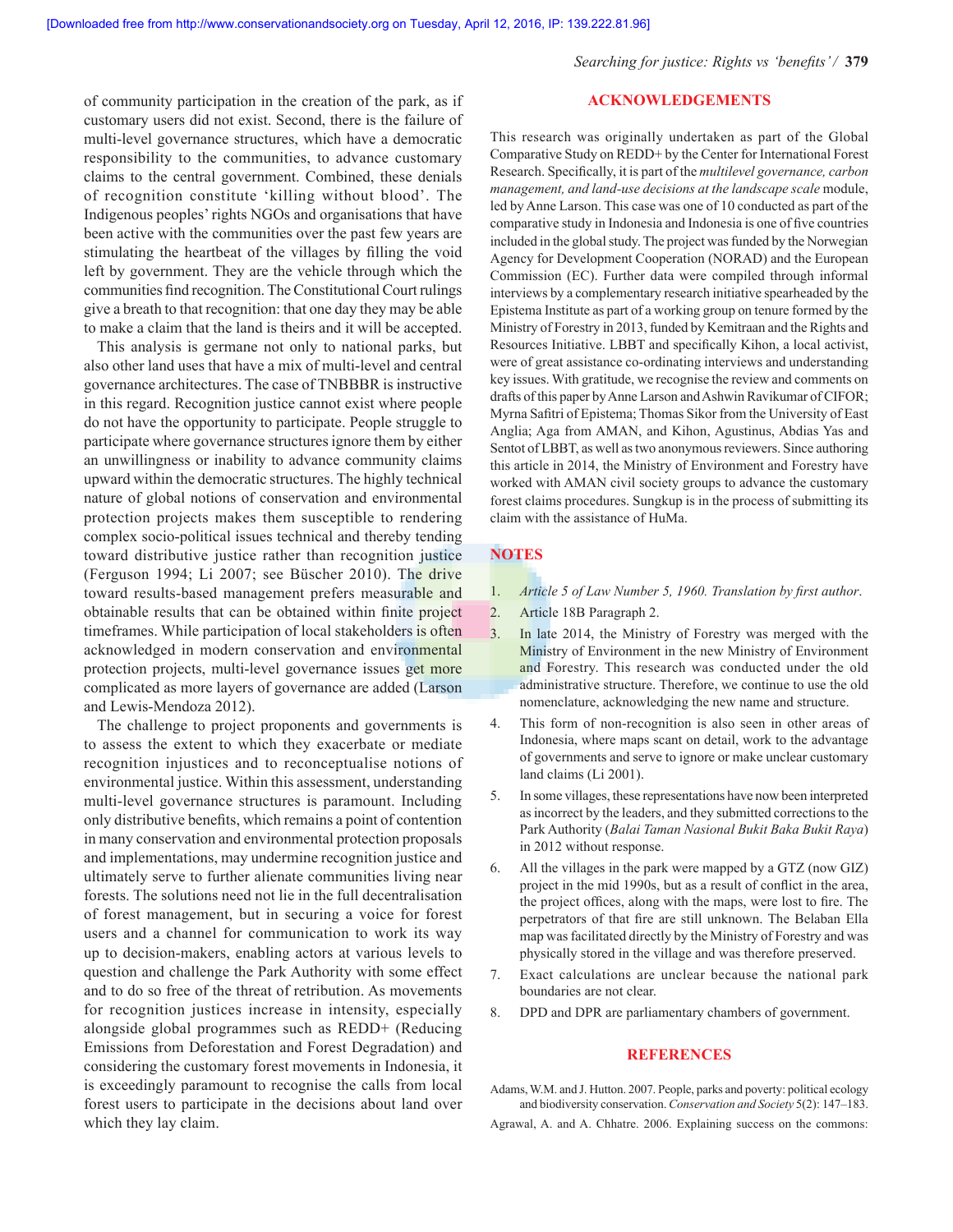of community participation in the creation of the park, as if customary users did not exist. Second, there is the failure of multi-level governance structures, which have a democratic responsibility to the communities, to advance customary claims to the central government. Combined, these denials of recognition constitute 'killing without blood'. The Indigenous peoples' rights NGOs and organisations that have been active with the communities over the past few years are stimulating the heartbeat of the villages by filling the void left by government. They are the vehicle through which the communities find recognition. The Constitutional Court rulings give a breath to that recognition: that one day they may be able to make a claim that the land is theirs and it will be accepted.

This analysis is germane not only to national parks, but also other land uses that have a mix of multi-level and central governance architectures. The case of TNBBBR is instructive in this regard. Recognition justice cannot exist where people do not have the opportunity to participate. People struggle to participate where governance structures ignore them by either an unwillingness or inability to advance community claims upward within the democratic structures. The highly technical nature of global notions of conservation and environmental protection projects makes them susceptible to rendering complex socio-political issues technical and thereby tending toward distributive justice rather than recognition justice (Ferguson 1994; Li 2007; see Büscher 2010). The drive toward results-based management prefers measurable and obtainable results that can be obtained within finite project timeframes. While participation of local stakeholders is often acknowledged in modern conservation and environmental protection projects, multi-level governance issues get more complicated as more layers of governance are added (Larson and Lewis-Mendoza 2012).

The challenge to project proponents and governments is to assess the extent to which they exacerbate or mediate recognition injustices and to reconceptualise notions of environmental justice. Within this assessment, understanding multi-level governance structures is paramount. Including only distributive benefits, which remains a point of contention in many conservation and environmental protection proposals and implementations, may undermine recognition justice and ultimately serve to further alienate communities living near forests. The solutions need not lie in the full decentralisation of forest management, but in securing a voice for forest users and a channel for communication to work its way up to decision-makers, enabling actors at various levels to question and challenge the Park Authority with some effect and to do so free of the threat of retribution. As movements for recognition justices increase in intensity, especially alongside global programmes such as REDD+ (Reducing Emissions from Deforestation and Forest Degradation) and considering the customary forest movements in Indonesia, it is exceedingly paramount to recognise the calls from local forest users to participate in the decisions about land over which they lay claim.

## ACKNOWLEDGEMENTS

This research was originally undertaken as part of the Global Comparative Study on REDD+ by the Center for International Forest Research. Specifically, it is part of the *multilevel governance, carbon management, and land-use decisions at the landscape scale* module, led by Anne Larson. This case was one of 10 conducted as part of the comparative study in Indonesia and Indonesia is one of five countries included in the global study. The project was funded by the Norwegian Agency for Development Cooperation (NORAD) and the European Commission (EC). Further data were compiled through informal interviews by a complementary research initiative spearheaded by the Epistema Institute as part of a working group on tenure formed by the Ministry of Forestry in 2013, funded by Kemitraan and the Rights and Resources Initiative. LBBT and specifically Kihon, a local activist, were of great assistance co-ordinating interviews and understanding key issues. With gratitude, we recognise the review and comments on drafts of this paper by Anne Larson and Ashwin Ravikumar of CIFOR; Myrna Safitri of Epistema; Thomas Sikor from the University of East Anglia; Aga from AMAN, and Kihon, Agustinus, Abdias Yas and Sentot of LBBT, as well as two anonymous reviewers. Since authoring this article in 2014, the Ministry of Environment and Forestry have worked with AMAN civil society groups to advance the customary forest claims procedures. Sungkup is in the process of submitting its claim with the assistance of HuMa.

## NOTES

1. *Article 5 of Law Number 5, 1960. Translation by first author*.
2. Article 18B Paragraph 2.
3. In late 2014, the Ministry of Forestry was merged with the Ministry of Environment in the new Ministry of Environment and Forestry. This research was conducted under the old administrative structure. Therefore, we continue to use the old nomenclature, acknowledging the new name and structure.
4. This form of non-recognition is also seen in other areas of Indonesia, where maps scant on detail, work to the advantage of governments and serve to ignore or make unclear customary land claims (Li 2001).
5. In some villages, these representations have now been interpreted as incorrect by the leaders, and they submitted corrections to the Park Authority (*Balai Taman Nasional Bukit Baka Bukit Raya*) in 2012 without response.
6. All the villages in the park were mapped by a GTZ (now GIZ) project in the mid 1990s, but as a result of conflict in the area, the project offices, along with the maps, were lost to fire. The perpetrators of that fire are still unknown. The Belaban Ella map was facilitated directly by the Ministry of Forestry and was physically stored in the village and was therefore preserved.
7. Exact calculations are unclear because the national park boundaries are not clear.
8. DPD and DPR are parliamentary chambers of government.

## REFERENCES

Adams, W.M. and J. Hutton. 2007. People, parks and poverty: political ecology and biodiversity conservation. *Conservation and Society* 5(2): 147–183.

Agrawal, A. and A. Chhatre. 2006. Explaining success on the commons: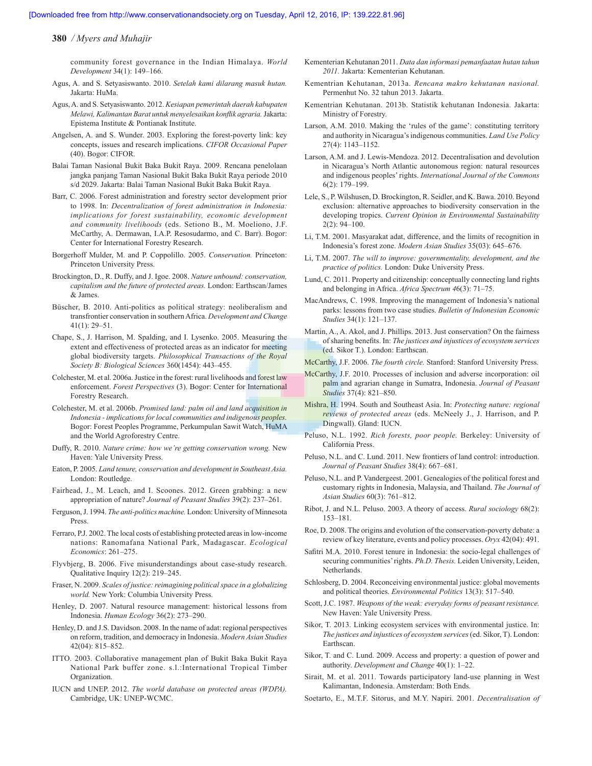community forest governance in the Indian Himalaya. *World Development* 34(1): 149–166.

Agus, A. and S. Setyasiswanto. 2010. *Setelah kami dilarang masuk hutan.* Jakarta: HuMa.

Agus, A. and S. Setyasiswanto. 2012. *Kesiapan pemerintah daerah kabupaten Melawi, Kalimantan Barat untuk menyelesaikan konflik agraria.* Jakarta: Epistema Institute & Pontianak Institute.

Angelsen, A. and S. Wunder. 2003. Exploring the forest-poverty link: key concepts, issues and research implications. *CIFOR Occasional Paper* (40). Bogor: CIFOR.

Balai Taman Nasional Bukit Baka Bukit Raya. 2009. Rencana penelolaan jangka panjang Taman Nasional Bukit Baka Bukit Raya periode 2010 s/d 2029. Jakarta: Balai Taman Nasional Bukit Baka Bukit Raya.

Barr, C. 2006. Forest administration and forestry sector development prior to 1998. In: *Decentralization of forest administration in Indonesia: implications for forest sustainability, economic development and community livelihoods* (eds. Setiono B., M. Moeliono, J.F. McCarthy, A. Dermawan, I.A.P. Resosudarmo, and C. Barr). Bogor: Center for International Forestry Research.

Borgerhoff Mulder, M. and P. Coppolillo. 2005. *Conservation.* Princeton: Princeton University Press.

Brockington, D., R. Duffy, and J. Igoe. 2008. *Nature unbound: conservation, capitalism and the future of protected areas.* London: Earthscan/James & James.

Büscher, B. 2010. Anti-politics as political strategy: neoliberalism and transfrontier conservation in southern Africa. *Development and Change* 41(1): 29–51.

Chape, S., J. Harrison, M. Spalding, and I. Lysenko. 2005. Measuring the extent and effectiveness of protected areas as an indicator for meeting global biodiversity targets. *Philosophical Transactions of the Royal Society B: Biological Sciences* 360(1454): 443–455.

Colchester, M. et al. 2006a. Justice in the forest: rural livelihoods and forest law enforcement. *Forest Perspectives* (3). Bogor: Center for International Forestry Research.

Colchester, M. et al. 2006b. *Promised land: palm oil and land acquisition in Indonesia - implications for local communities and indigenous peoples.* Bogor: Forest Peoples Programme, Perkumpulan Sawit Watch, HuMA and the World Agroforestry Centre.

Duffy, R. 2010. *Nature crime: how we're getting conservation wrong.* New Haven: Yale University Press.

Eaton, P. 2005. *Land tenure, conservation and development in Southeast Asia.* London: Routledge.

Fairhead, J., M. Leach, and I. Scoones. 2012. Green grabbing: a new appropriation of nature? *Journal of Peasant Studies* 39(2): 237–261.

Ferguson, J. 1994. *The anti-politics machine.* London: University of Minnesota Press.

Ferraro, P.J. 2002. The local costs of establishing protected areas in low-income nations: Ranomafana National Park, Madagascar. *Ecological Economics*: 261–275.

Flyvbjerg, B. 2006. Five misunderstandings about case-study research. Qualitative Inquiry 12(2): 219–245.

Fraser, N. 2009. *Scales of justice: reimagining political space in a globalizing world.* New York: Columbia University Press.

Henley, D. 2007. Natural resource management: historical lessons from Indonesia. *Human Ecology* 36(2): 273–290.

Henley, D. and J.S. Davidson. 2008. In the name of adat: regional perspectives on reform, tradition, and democracy in Indonesia. *Modern Asian Studies* 42(04): 815–852.

ITTO. 2003. Collaborative management plan of Bukit Baka Bukit Raya National Park buffer zone. s.l.:International Tropical Timber Organization.

IUCN and UNEP. 2012. *The world database on protected areas (WDPA).* Cambridge, UK: UNEP-WCMC.

Kementerian Kehutanan 2011. *Data dan informasi pemanfaatan hutan tahun 2011.* Jakarta: Kementerian Kehutanan.

Kementrian Kehutanan, 2013a. *Rencana makro kehutanan nasional.* Permenhut No. 32 tahun 2013. Jakarta.

Kementrian Kehutanan. 2013b. Statistik kehutanan Indonesia. Jakarta: Ministry of Forestry.

Larson, A.M. 2010. Making the 'rules of the game': constituting territory and authority in Nicaragua's indigenous communities. *Land Use Policy* 27(4): 1143–1152.

Larson, A.M. and J. Lewis-Mendoza. 2012. Decentralisation and devolution in Nicaragua's North Atlantic autonomous region: natural resources and indigenous peoples' rights. *International Journal of the Commons* 6(2): 179–199.

Lele, S., P. Wilshusen, D. Brockington, R. Seidler, and K. Bawa. 2010. Beyond exclusion: alternative approaches to biodiversity conservation in the developing tropics. *Current Opinion in Environmental Sustainability* 2(2): 94–100.

Li, T.M. 2001. Masyarakat adat, difference, and the limits of recognition in Indonesia's forest zone. *Modern Asian Studies* 35(03): 645–676.

Li, T.M. 2007. *The will to improve: governmentality, development, and the practice of politics.* London: Duke University Press.

Lund, C. 2011. Property and citizenship: conceptually connecting land rights and belonging in Africa. *Africa Spectrum* 46(3): 71–75.

MacAndrews, C. 1998. Improving the management of Indonesia's national parks: lessons from two case studies. *Bulletin of Indonesian Economic Studies* 34(1): 121–137.

Martin, A., A. Akol, and J. Phillips. 2013. Just conservation? On the fairness of sharing benefits. In: *The justices and injustices of ecosystem services* (ed. Sikor T.). London: Earthscan.

McCarthy, J.F. 2006. *The fourth circle.* Stanford: Stanford University Press.

McCarthy, J.F. 2010. Processes of inclusion and adverse incorporation: oil palm and agrarian change in Sumatra, Indonesia. *Journal of Peasant Studies* 37(4): 821–850.

Mishra, H. 1994. South and Southeast Asia. In: *Protecting nature: regional reviews of protected areas* (eds. McNeely J., J. Harrison, and P. Dingwall). Gland: IUCN.

Peluso, N.L. 1992. *Rich forests, poor people.* Berkeley: University of California Press.

Peluso, N.L. and C. Lund. 2011. New frontiers of land control: introduction. *Journal of Peasant Studies* 38(4): 667–681.

Peluso, N.L. and P. Vandergeest. 2001. Genealogies of the political forest and customary rights in Indonesia, Malaysia, and Thailand. *The Journal of Asian Studies* 60(3): 761–812.

Ribot, J. and N.L. Peluso. 2003. A theory of access. *Rural sociology* 68(2): 153–181.

Roe, D. 2008. The origins and evolution of the conservation-poverty debate: a review of key literature, events and policy processes. *Oryx* 42(04): 491.

Safitri M.A. 2010. Forest tenure in Indonesia: the socio-legal challenges of securing communities' rights. *Ph.D. Thesis.* Leiden University, Leiden, Netherlands.

Schlosberg, D. 2004. Reconceiving environmental justice: global movements and political theories. *Environmental Politics* 13(3): 517–540.

Scott, J.C. 1987. *Weapons of the weak: everyday forms of peasant resistance.* New Haven: Yale University Press.

Sikor, T. 2013. Linking ecosystem services with environmental justice. In: *The justices and injustices of ecosystem services* (ed. Sikor, T). London: Earthscan.

Sikor, T. and C. Lund. 2009. Access and property: a question of power and authority. *Development and Change* 40(1): 1–22.

Sirait, M. et al. 2011. Towards participatory land-use planning in West Kalimantan, Indonesia. Amsterdam: Both Ends.

Soetarto, E., M.T.F. Sitorus, and M.Y. Napiri. 2001. *Decentralisation of*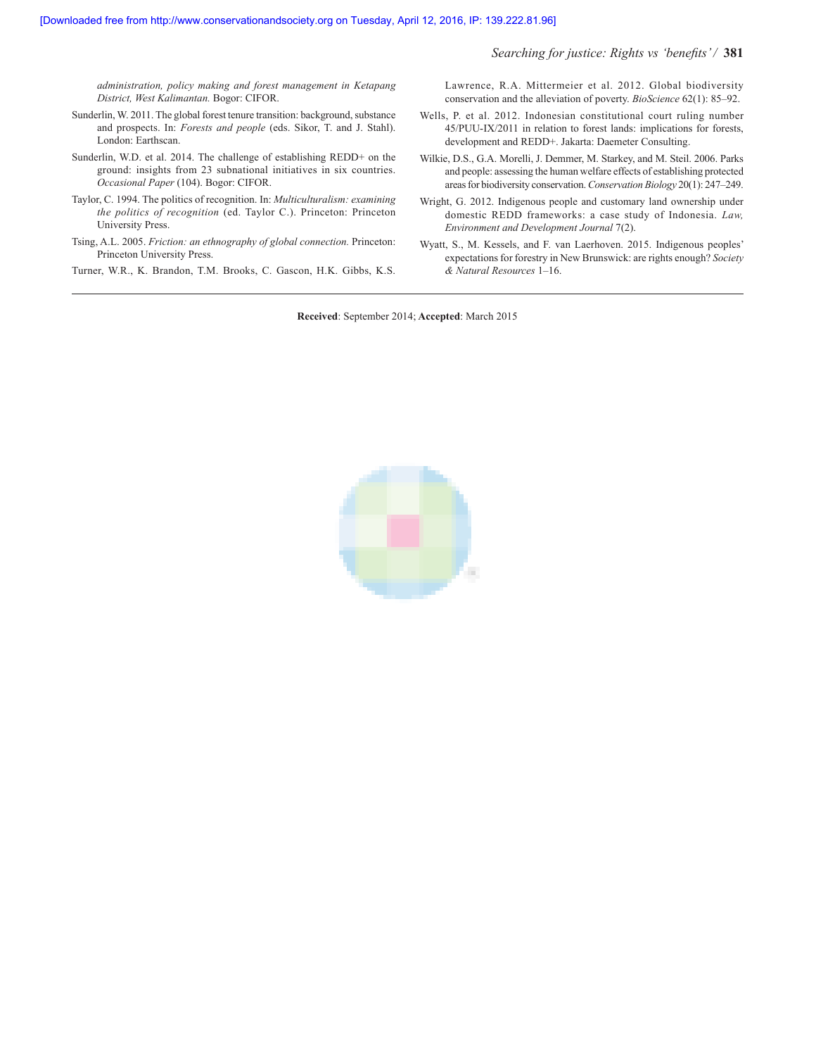*administration, policy making and forest management in Ketapang District, West Kalimantan.* Bogor: CIFOR.

Sunderlin, W. 2011. The global forest tenure transition: background, substance and prospects. In: *Forests and people* (eds. Sikor, T. and J. Stahl). London: Earthscan.

Sunderlin, W.D. et al. 2014. The challenge of establishing REDD+ on the ground: insights from 23 subnational initiatives in six countries. *Occasional Paper* (104). Bogor: CIFOR.

Taylor, C. 1994. The politics of recognition. In: *Multiculturalism: examining the politics of recognition* (ed. Taylor C.). Princeton: Princeton University Press.

Tsing, A.L. 2005. *Friction: an ethnography of global connection.* Princeton: Princeton University Press.

Turner, W.R., K. Brandon, T.M. Brooks, C. Gascon, H.K. Gibbs, K.S. Lawrence, R.A. Mittermeier et al. 2012. Global biodiversity conservation and the alleviation of poverty. *BioScience* 62(1): 85–92.

Wells, P. et al. 2012. Indonesian constitutional court ruling number 45/PUU-IX/2011 in relation to forest lands: implications for forests, development and REDD+. Jakarta: Daemeter Consulting.

Wilkie, D.S., G.A. Morelli, J. Demmer, M. Starkey, and M. Steil. 2006. Parks and people: assessing the human welfare effects of establishing protected areas for biodiversity conservation. *Conservation Biology* 20(1): 247–249.

Wright, G. 2012. Indigenous people and customary land ownership under domestic REDD frameworks: a case study of Indonesia. *Law, Environment and Development Journal* 7(2).

Wyatt, S., M. Kessels, and F. van Laerhoven. 2015. Indigenous peoples' expectations for forestry in New Brunswick: are rights enough? *Society & Natural Resources* 1–16.

---

**Received**: September 2014; **Accepted**: March 2015